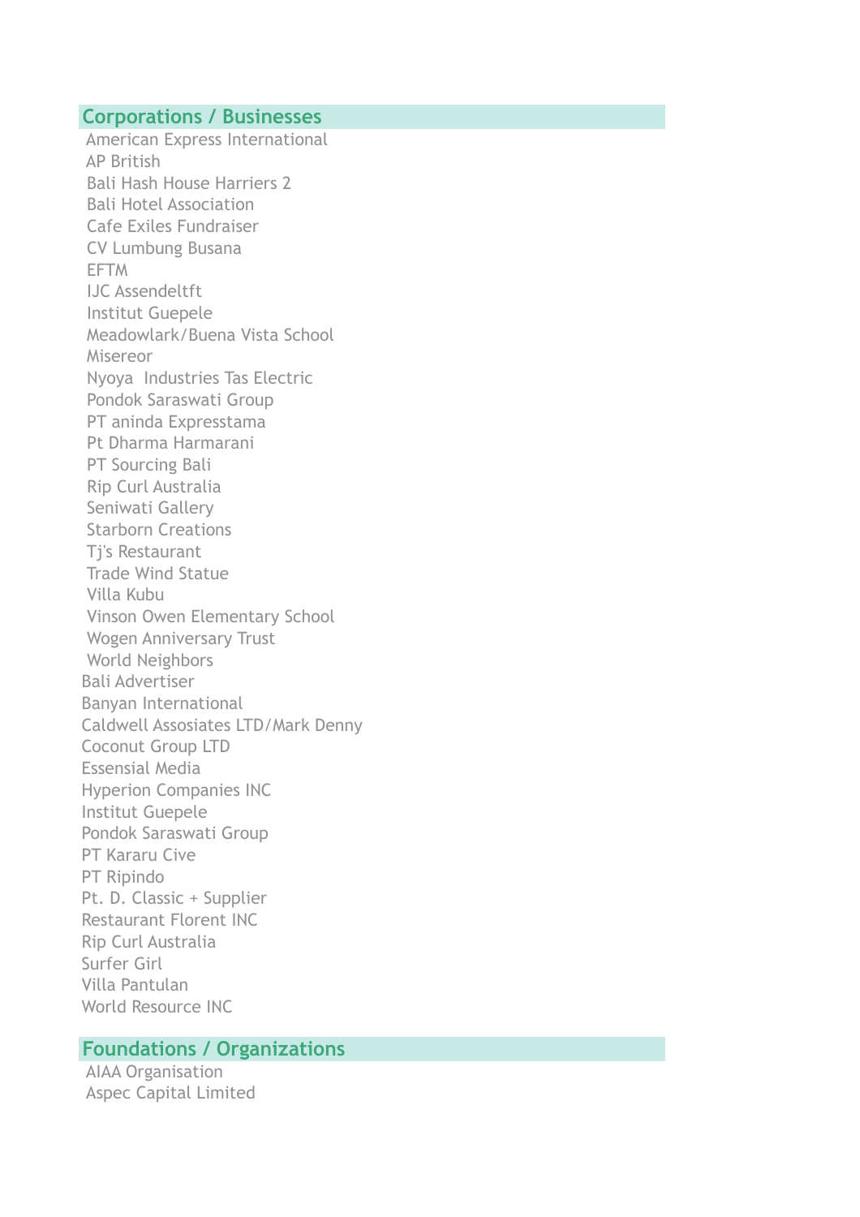## Corporations / Businesses

American Express International
AP British
Bali Hash House Harriers 2
Bali Hotel Association
Cafe Exiles Fundraiser
CV Lumbung Busana
EFTM
IJC Assendeltft
Institut Guepele
Meadowlark/Buena Vista School
Misereor
Nyoya  Industries Tas Electric
Pondok Saraswati Group
PT aninda Expresstama
Pt Dharma Harmarani
PT Sourcing Bali
Rip Curl Australia
Seniwati Gallery
Starborn Creations
Tj's Restaurant
Trade Wind Statue
Villa Kubu
Vinson Owen Elementary School
Wogen Anniversary Trust
World Neighbors
Bali Advertiser
Banyan International
Caldwell Assosiates LTD/Mark Denny
Coconut Group LTD
Essensial Media
Hyperion Companies INC
Institut Guepele
Pondok Saraswati Group
PT Kararu Cive
PT Ripindo
Pt. D. Classic + Supplier
Restaurant Florent INC
Rip Curl Australia
Surfer Girl
Villa Pantulan
World Resource INC

## Foundations / Organizations

AIAA Organisation
Aspec Capital Limited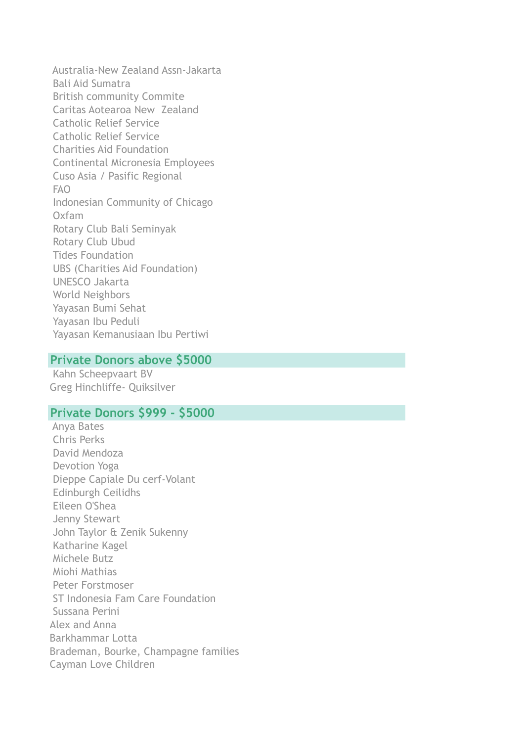Australia-New Zealand Assn-Jakarta
Bali Aid Sumatra
British community Commite
Caritas Aotearoa New Zealand
Catholic Relief Service
Catholic Relief Service
Charities Aid Foundation
Continental Micronesia Employees
Cuso Asia / Pasific Regional
FAO
Indonesian Community of Chicago
Oxfam
Rotary Club Bali Seminyak
Rotary Club Ubud
Tides Foundation
UBS (Charities Aid Foundation)
UNESCO Jakarta
World Neighbors
Yayasan Bumi Sehat
Yayasan Ibu Peduli
Yayasan Kemanusiaan Ibu Pertiwi

## Private Donors above $5000

Kahn Scheepvaart BV
Greg Hinchliffe- Quiksilver

## Private Donors $999 - $5000

Anya Bates
Chris Perks
David Mendoza
Devotion Yoga
Dieppe Capiale Du cerf-Volant
Edinburgh Ceilidhs
Eileen O'Shea
Jenny Stewart
John Taylor & Zenik Sukenny
Katharine Kagel
Michele Butz
Miohi Mathias
Peter Forstmoser
ST Indonesia Fam Care Foundation
Sussana Perini
Alex and Anna
Barkhammar Lotta
Brademan, Bourke, Champagne families
Cayman Love Children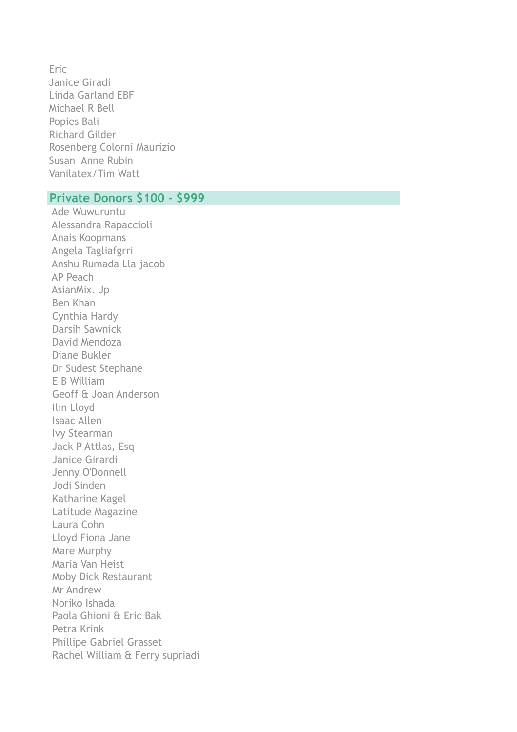Eric
Janice Giradi
Linda Garland EBF
Michael R Bell
Popies Bali
Richard Gilder
Rosenberg Colorni Maurizio
Susan  Anne Rubin
Vanilatex/Tim Watt

## Private Donors $100 - $999

Ade Wuwuruntu
Alessandra Rapaccioli
Anais Koopmans
Angela Tagliafgrri
Anshu Rumada Lla jacob
AP Peach
AsianMix. Jp
Ben Khan
Cynthia Hardy
Darsih Sawnick
David Mendoza
Diane Bukler
Dr Sudest Stephane
E B William
Geoff & Joan Anderson
Ilin Lloyd
Isaac Allen
Ivy Stearman
Jack P Attlas, Esq
Janice Girardi
Jenny O'Donnell
Jodi Sinden
Katharine Kagel
Latitude Magazine
Laura Cohn
Lloyd Fiona Jane
Mare Murphy
Maria Van Heist
Moby Dick Restaurant
Mr Andrew
Noriko Ishada
Paola Ghioni & Eric Bak
Petra Krink
Phillipe Gabriel Grasset
Rachel William & Ferry supriadi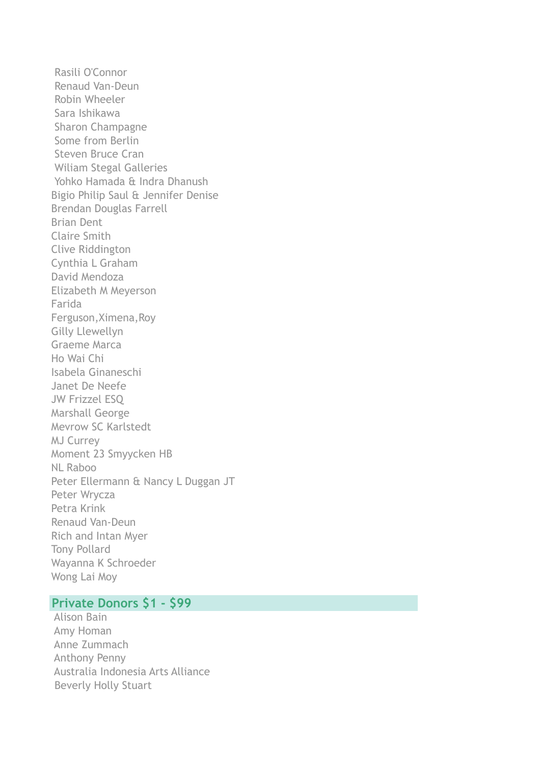Rasili O'Connor
Renaud Van-Deun
Robin Wheeler
Sara Ishikawa
Sharon Champagne
Some from Berlin
Steven Bruce Cran
Wiliam Stegal Galleries
Yohko Hamada & Indra Dhanush
Bigio Philip Saul & Jennifer Denise
Brendan Douglas Farrell
Brian Dent
Claire Smith
Clive Riddington
Cynthia L Graham
David Mendoza
Elizabeth M Meyerson
Farida
Ferguson,Ximena,Roy
Gilly Llewellyn
Graeme Marca
Ho Wai Chi
Isabela Ginaneschi
Janet De Neefe
JW Frizzel ESQ
Marshall George
Mevrow SC Karlstedt
MJ Currey
Moment 23 Smyycken HB
NL Raboo
Peter Ellermann & Nancy L Duggan JT
Peter Wrycza
Petra Krink
Renaud Van-Deun
Rich and Intan Myer
Tony Pollard
Wayanna K Schroeder
Wong Lai Moy

## Private Donors $1 - $99

Alison Bain
Amy Homan
Anne Zummach
Anthony Penny
Australia Indonesia Arts Alliance
Beverly Holly Stuart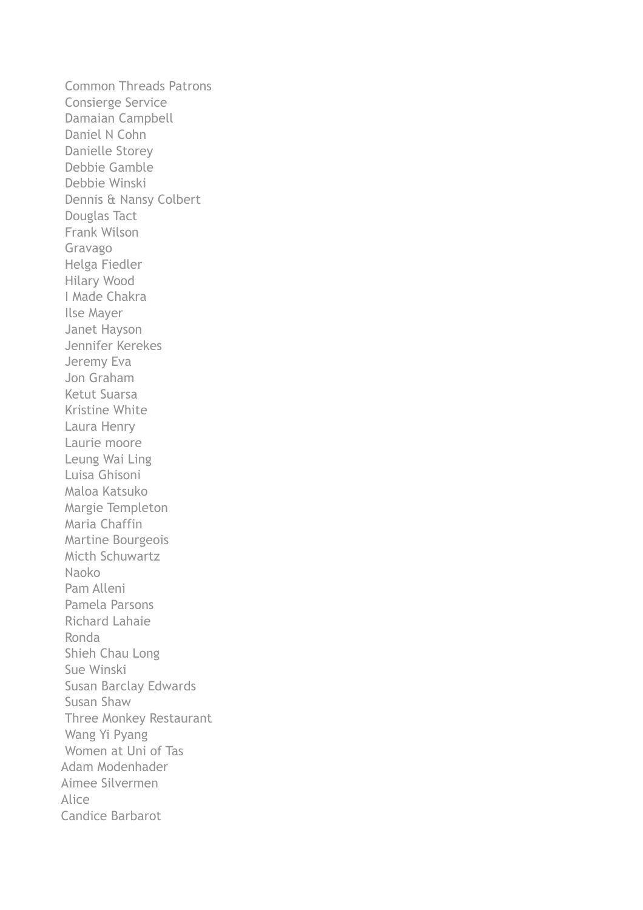Common Threads Patrons
Consierge Service
Damaian Campbell
Daniel N Cohn
Danielle Storey
Debbie Gamble
Debbie Winski
Dennis & Nansy Colbert
Douglas Tact
Frank Wilson
Gravago
Helga Fiedler
Hilary Wood
I Made Chakra
Ilse Mayer
Janet Hayson
Jennifer Kerekes
Jeremy Eva
Jon Graham
Ketut Suarsa
Kristine White
Laura Henry
Laurie moore
Leung Wai Ling
Luisa Ghisoni
Maloa Katsuko
Margie Templeton
Maria Chaffin
Martine Bourgeois
Micth Schuwartz
Naoko
Pam Alleni
Pamela Parsons
Richard Lahaie
Ronda
Shieh Chau Long
Sue Winski
Susan Barclay Edwards
Susan Shaw
Three Monkey Restaurant
Wang Yi Pyang
Women at Uni of Tas
Adam Modenhader
Aimee Silvermen
Alice
Candice Barbarot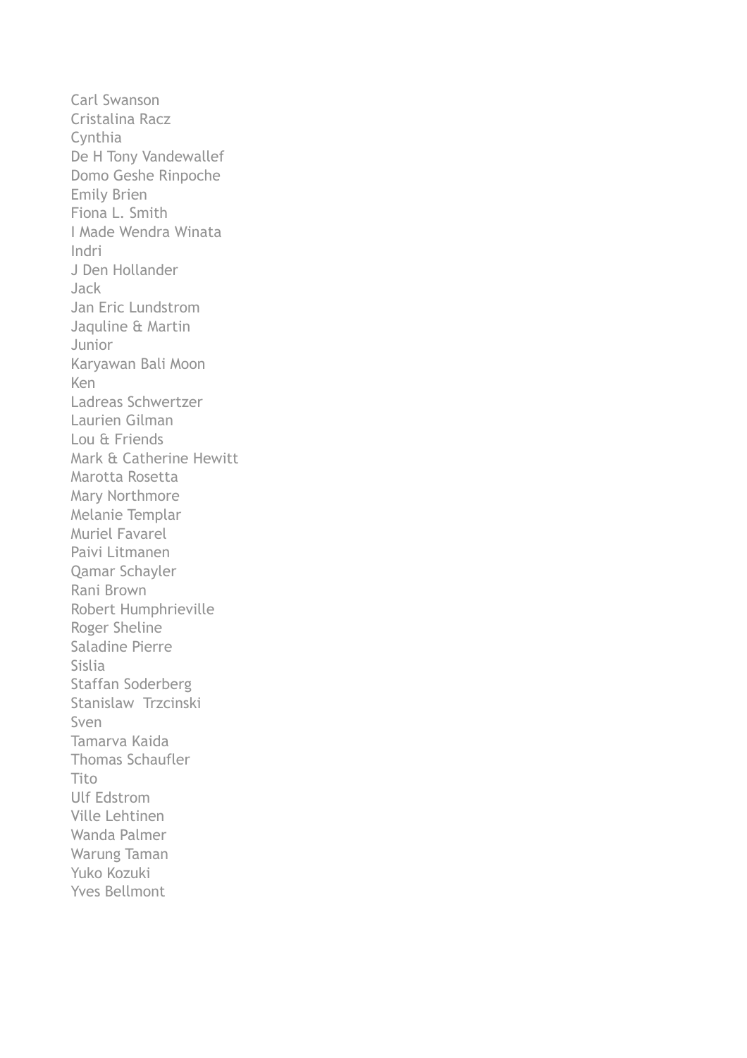Carl Swanson
Cristalina Racz
Cynthia
De H Tony Vandewallef
Domo Geshe Rinpoche
Emily Brien
Fiona L. Smith
I Made Wendra Winata
Indri
J Den Hollander
Jack
Jan Eric Lundstrom
Jaquline & Martin
Junior
Karyawan Bali Moon
Ken
Ladreas Schwertzer
Laurien Gilman
Lou & Friends
Mark & Catherine Hewitt
Marotta Rosetta
Mary Northmore
Melanie Templar
Muriel Favarel
Paivi Litmanen
Qamar Schayler
Rani Brown
Robert Humphrieville
Roger Sheline
Saladine Pierre
Sislia
Staffan Soderberg
Stanislaw Trzcinski
Sven
Tamarva Kaida
Thomas Schaufler
Tito
Ulf Edstrom
Ville Lehtinen
Wanda Palmer
Warung Taman
Yuko Kozuki
Yves Bellmont